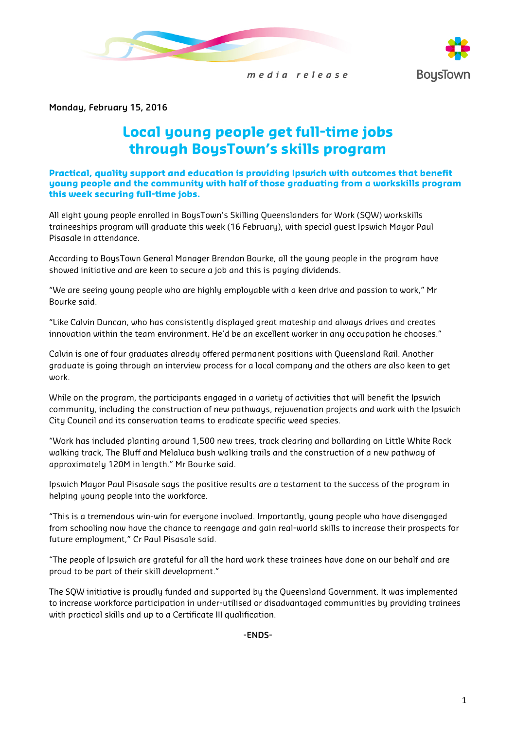*media release*

BoysTown

**Monday, February 15, 2016**

# Local young people get full-time jobs through BoysTown's skills program

**Practical, quality support and education is providing Ipswich with outcomes that benefit young people and the community with half of those graduating from a workskills program this week securing full-time jobs.**

All eight young people enrolled in BoysTown's Skilling Queenslanders for Work (SQW) workskills traineeships program will graduate this week (16 February), with special guest Ipswich Mayor Paul Pisasale in attendance.

According to BoysTown General Manager Brendan Bourke, all the young people in the program have showed initiative and are keen to secure a job and this is paying dividends.

"We are seeing young people who are highly employable with a keen drive and passion to work," Mr Bourke said.

"Like Calvin Duncan, who has consistently displayed great mateship and always drives and creates innovation within the team environment. He'd be an excellent worker in any occupation he chooses."

Calvin is one of four graduates already offered permanent positions with Queensland Rail. Another graduate is going through an interview process for a local company and the others are also keen to get work.

While on the program, the participants engaged in a variety of activities that will benefit the Ipswich community, including the construction of new pathways, rejuvenation projects and work with the Ipswich City Council and its conservation teams to eradicate specific weed species.

"Work has included planting around 1,500 new trees, track clearing and bollarding on Little White Rock walking track, The Bluff and Melaluca bush walking trails and the construction of a new pathway of approximately 120M in length." Mr Bourke said.

Ipswich Mayor Paul Pisasale says the positive results are a testament to the success of the program in helping young people into the workforce.

"This is a tremendous win-win for everyone involved. Importantly, young people who have disengaged from schooling now have the chance to reengage and gain real-world skills to increase their prospects for future employment," Cr Paul Pisasale said.

"The people of Ipswich are grateful for all the hard work these trainees have done on our behalf and are proud to be part of their skill development."

The SQW initiative is proudly funded and supported by the Queensland Government. It was implemented to increase workforce participation in under-utilised or disadvantaged communities by providing trainees with practical skills and up to a Certificate III qualification.

**-ENDS-**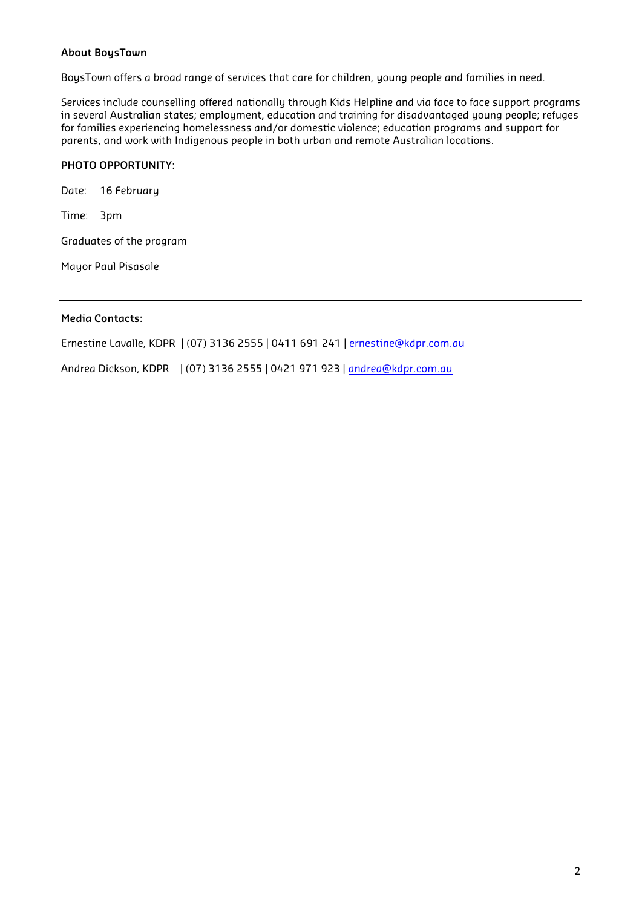**About BoysTown**

BoysTown offers a broad range of services that care for children, young people and families in need.

Services include counselling offered nationally through Kids Helpline and via face to face support programs in several Australian states; employment, education and training for disadvantaged young people; refuges for families experiencing homelessness and/or domestic violence; education programs and support for parents, and work with Indigenous people in both urban and remote Australian locations.

**PHOTO OPPORTUNITY:**

Date: 16 February

Time: 3pm

Graduates of the program

Mayor Paul Pisasale

---

**Media Contacts:**

Ernestine Lavalle, KDPR | (07) 3136 2555 | 0411 691 241 | ernestine@kdpr.com.au

Andrea Dickson, KDPR | (07) 3136 2555 | 0421 971 923 | andrea@kdpr.com.au